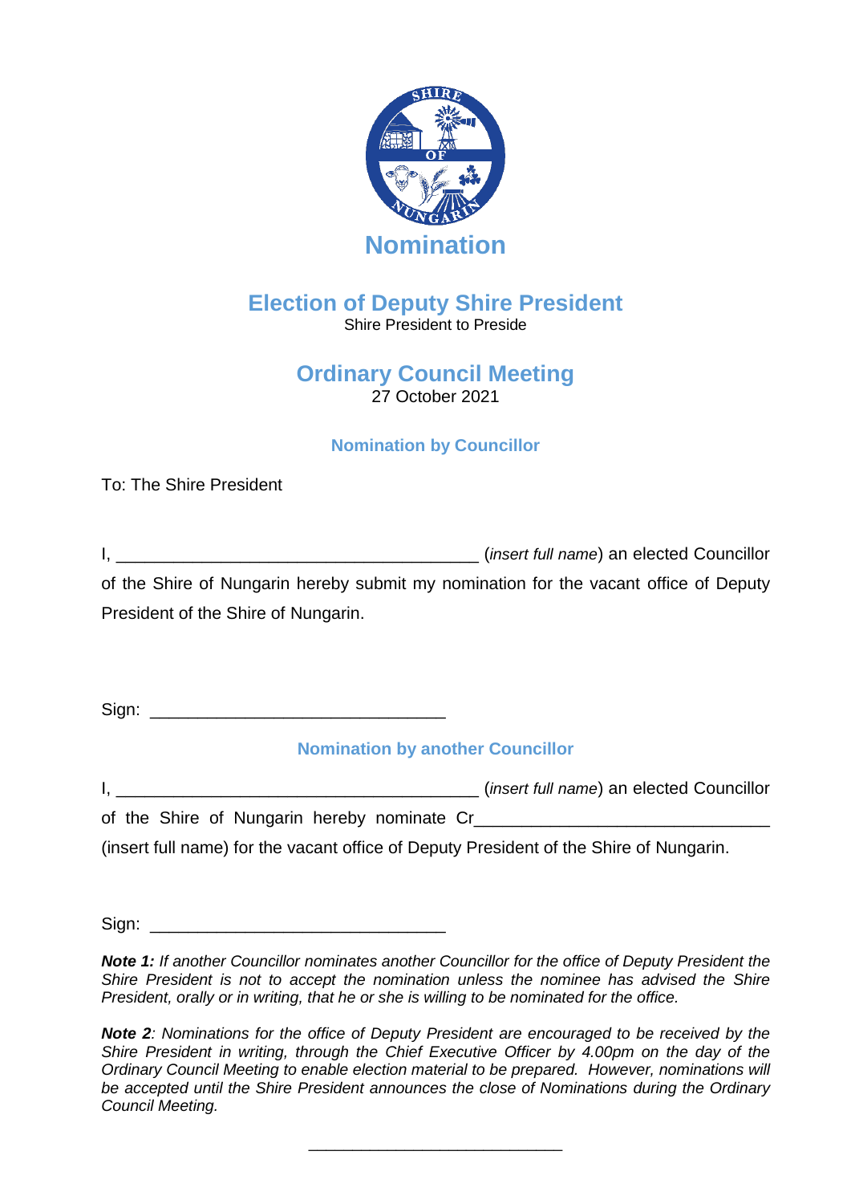# Nomination

## Election of Deputy Shire President

Shire President to Preside

## Ordinary Council Meeting

27 October 2021

### Nomination by Councillor

To: The Shire President

I, _____________________________________ (*insert full name*) an elected Councillor of the Shire of Nungarin hereby submit my nomination for the vacant office of Deputy President of the Shire of Nungarin.

Sign: _______________________________

### Nomination by another Councillor

I, _____________________________________ (*insert full name*) an elected Councillor of the Shire of Nungarin hereby nominate Cr_______________________________ (insert full name) for the vacant office of Deputy President of the Shire of Nungarin.

Sign: _______________________________

***Note 1:*** *If another Councillor nominates another Councillor for the office of Deputy President the Shire President is not to accept the nomination unless the nominee has advised the Shire President, orally or in writing, that he or she is willing to be nominated for the office.*

***Note 2****: Nominations for the office of Deputy President are encouraged to be received by the Shire President in writing, through the Chief Executive Officer by 4.00pm on the day of the Ordinary Council Meeting to enable election material to be prepared. However, nominations will be accepted until the Shire President announces the close of Nominations during the Ordinary Council Meeting.*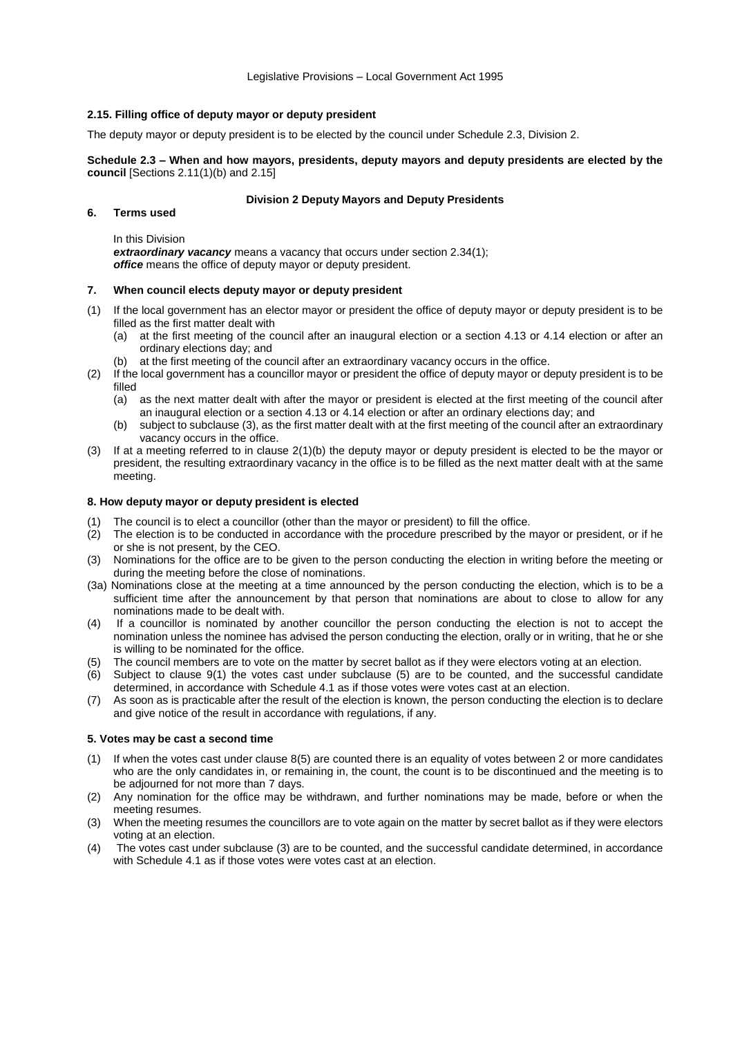## 2.15. Filling office of deputy mayor or deputy president

The deputy mayor or deputy president is to be elected by the council under Schedule 2.3, Division 2.

**Schedule 2.3 – When and how mayors, presidents, deputy mayors and deputy presidents are elected by the council** [Sections 2.11(1)(b) and 2.15]

### Division 2 Deputy Mayors and Deputy Presidents

### 6. Terms used

In this Division

***extraordinary vacancy*** means a vacancy that occurs under section 2.34(1);

***office*** means the office of deputy mayor or deputy president.

### 7. When council elects deputy mayor or deputy president

(1) If the local government has an elector mayor or president the office of deputy mayor or deputy president is to be filled as the first matter dealt with

- (a) at the first meeting of the council after an inaugural election or a section 4.13 or 4.14 election or after an ordinary elections day; and
- (b) at the first meeting of the council after an extraordinary vacancy occurs in the office.

(2) If the local government has a councillor mayor or president the office of deputy mayor or deputy president is to be filled

- (a) as the next matter dealt with after the mayor or president is elected at the first meeting of the council after an inaugural election or a section 4.13 or 4.14 election or after an ordinary elections day; and
- (b) subject to subclause (3), as the first matter dealt with at the first meeting of the council after an extraordinary vacancy occurs in the office.

(3) If at a meeting referred to in clause 2(1)(b) the deputy mayor or deputy president is elected to be the mayor or president, the resulting extraordinary vacancy in the office is to be filled as the next matter dealt with at the same meeting.

### 8. How deputy mayor or deputy president is elected

(1) The council is to elect a councillor (other than the mayor or president) to fill the office.

(2) The election is to be conducted in accordance with the procedure prescribed by the mayor or president, or if he or she is not present, by the CEO.

(3) Nominations for the office are to be given to the person conducting the election in writing before the meeting or during the meeting before the close of nominations.

(3a) Nominations close at the meeting at a time announced by the person conducting the election, which is to be a sufficient time after the announcement by that person that nominations are about to close to allow for any nominations made to be dealt with.

(4) If a councillor is nominated by another councillor the person conducting the election is not to accept the nomination unless the nominee has advised the person conducting the election, orally or in writing, that he or she is willing to be nominated for the office.

(5) The council members are to vote on the matter by secret ballot as if they were electors voting at an election.

(6) Subject to clause 9(1) the votes cast under subclause (5) are to be counted, and the successful candidate determined, in accordance with Schedule 4.1 as if those votes were votes cast at an election.

(7) As soon as is practicable after the result of the election is known, the person conducting the election is to declare and give notice of the result in accordance with regulations, if any.

### 5. Votes may be cast a second time

(1) If when the votes cast under clause 8(5) are counted there is an equality of votes between 2 or more candidates who are the only candidates in, or remaining in, the count, the count is to be discontinued and the meeting is to be adjourned for not more than 7 days.

(2) Any nomination for the office may be withdrawn, and further nominations may be made, before or when the meeting resumes.

(3) When the meeting resumes the councillors are to vote again on the matter by secret ballot as if they were electors voting at an election.

(4) The votes cast under subclause (3) are to be counted, and the successful candidate determined, in accordance with Schedule 4.1 as if those votes were votes cast at an election.